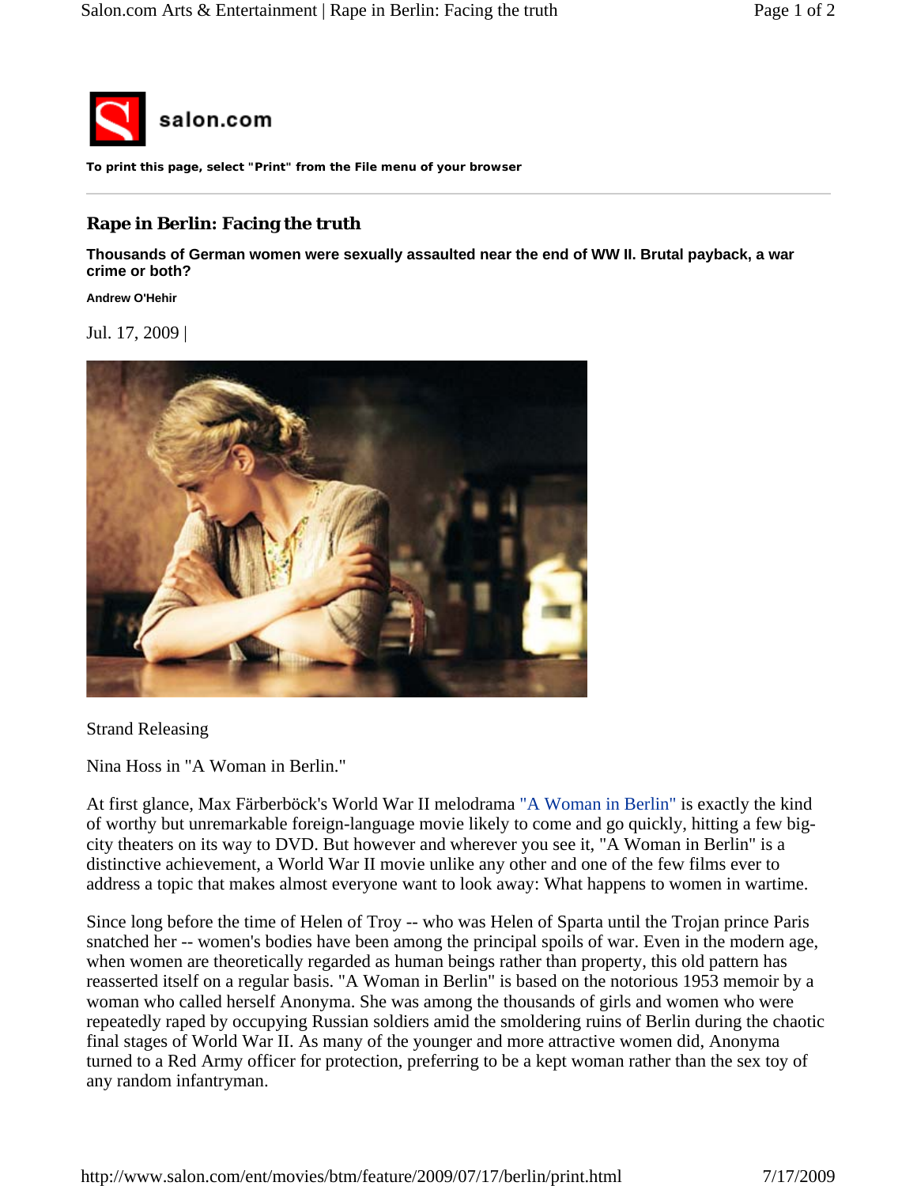salon.com

**To print this page, select "Print" from the File menu of your browser**

---

## Rape in Berlin: Facing the truth

**Thousands of German women were sexually assaulted near the end of WW II. Brutal payback, a war crime or both?**

**Andrew O'Hehir**

Jul. 17, 2009 |

Strand Releasing

Nina Hoss in "A Woman in Berlin."

At first glance, Max Färberböck's World War II melodrama "A Woman in Berlin" is exactly the kind of worthy but unremarkable foreign-language movie likely to come and go quickly, hitting a few big-city theaters on its way to DVD. But however and wherever you see it, "A Woman in Berlin" is a distinctive achievement, a World War II movie unlike any other and one of the few films ever to address a topic that makes almost everyone want to look away: What happens to women in wartime.

Since long before the time of Helen of Troy -- who was Helen of Sparta until the Trojan prince Paris snatched her -- women's bodies have been among the principal spoils of war. Even in the modern age, when women are theoretically regarded as human beings rather than property, this old pattern has reasserted itself on a regular basis. "A Woman in Berlin" is based on the notorious 1953 memoir by a woman who called herself Anonyma. She was among the thousands of girls and women who were repeatedly raped by occupying Russian soldiers amid the smoldering ruins of Berlin during the chaotic final stages of World War II. As many of the younger and more attractive women did, Anonyma turned to a Red Army officer for protection, preferring to be a kept woman rather than the sex toy of any random infantryman.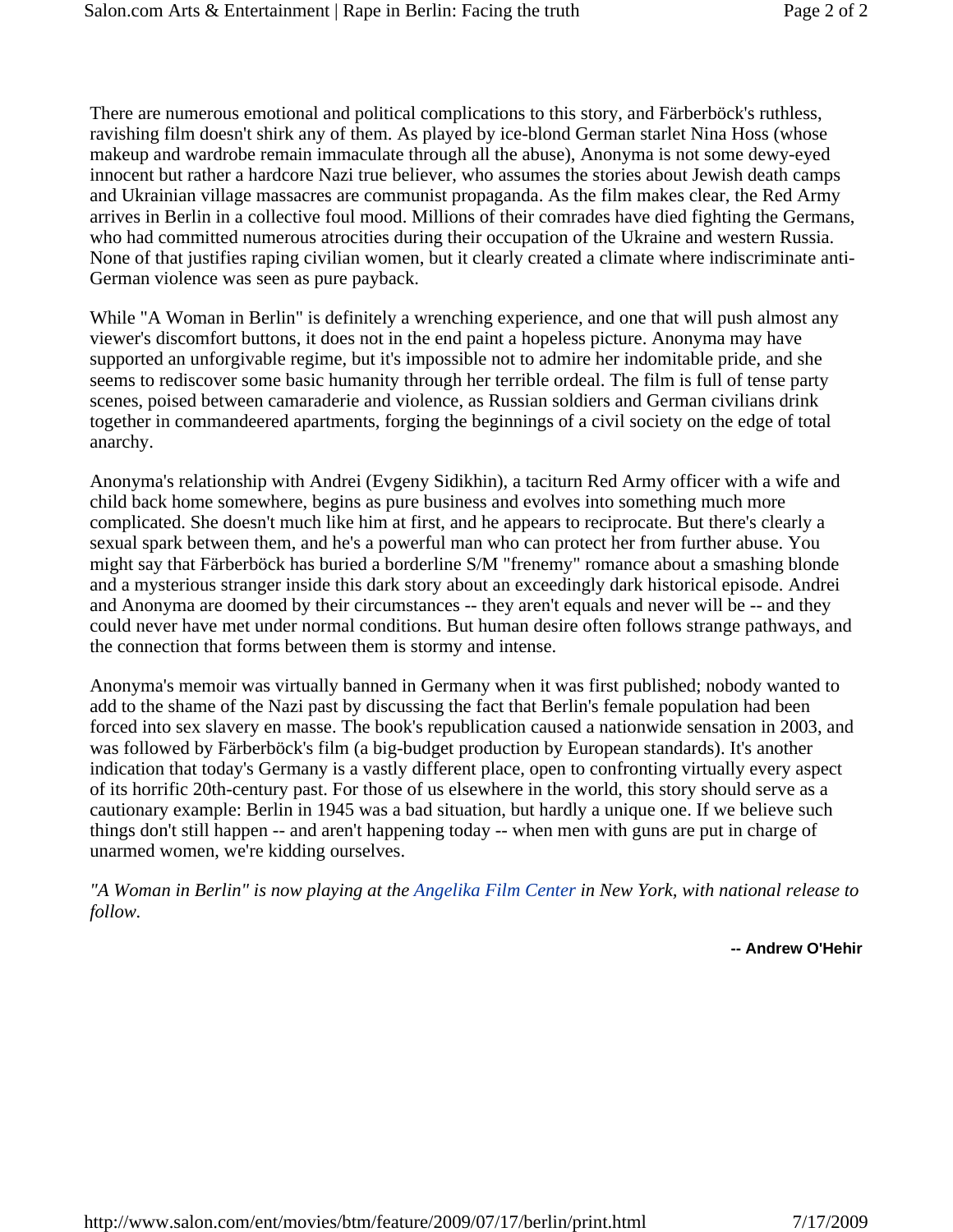There are numerous emotional and political complications to this story, and Färberböck's ruthless, ravishing film doesn't shirk any of them. As played by ice-blond German starlet Nina Hoss (whose makeup and wardrobe remain immaculate through all the abuse), Anonyma is not some dewy-eyed innocent but rather a hardcore Nazi true believer, who assumes the stories about Jewish death camps and Ukrainian village massacres are communist propaganda. As the film makes clear, the Red Army arrives in Berlin in a collective foul mood. Millions of their comrades have died fighting the Germans, who had committed numerous atrocities during their occupation of the Ukraine and western Russia. None of that justifies raping civilian women, but it clearly created a climate where indiscriminate anti-German violence was seen as pure payback.

While "A Woman in Berlin" is definitely a wrenching experience, and one that will push almost any viewer's discomfort buttons, it does not in the end paint a hopeless picture. Anonyma may have supported an unforgivable regime, but it's impossible not to admire her indomitable pride, and she seems to rediscover some basic humanity through her terrible ordeal. The film is full of tense party scenes, poised between camaraderie and violence, as Russian soldiers and German civilians drink together in commandeered apartments, forging the beginnings of a civil society on the edge of total anarchy.

Anonyma's relationship with Andrei (Evgeny Sidikhin), a taciturn Red Army officer with a wife and child back home somewhere, begins as pure business and evolves into something much more complicated. She doesn't much like him at first, and he appears to reciprocate. But there's clearly a sexual spark between them, and he's a powerful man who can protect her from further abuse. You might say that Färberböck has buried a borderline S/M "frenemy" romance about a smashing blonde and a mysterious stranger inside this dark story about an exceedingly dark historical episode. Andrei and Anonyma are doomed by their circumstances -- they aren't equals and never will be -- and they could never have met under normal conditions. But human desire often follows strange pathways, and the connection that forms between them is stormy and intense.

Anonyma's memoir was virtually banned in Germany when it was first published; nobody wanted to add to the shame of the Nazi past by discussing the fact that Berlin's female population had been forced into sex slavery en masse. The book's republication caused a nationwide sensation in 2003, and was followed by Färberböck's film (a big-budget production by European standards). It's another indication that today's Germany is a vastly different place, open to confronting virtually every aspect of its horrific 20th-century past. For those of us elsewhere in the world, this story should serve as a cautionary example: Berlin in 1945 was a bad situation, but hardly a unique one. If we believe such things don't still happen -- and aren't happening today -- when men with guns are put in charge of unarmed women, we're kidding ourselves.

*"A Woman in Berlin" is now playing at the Angelika Film Center in New York, with national release to follow.*

**-- Andrew O'Hehir**